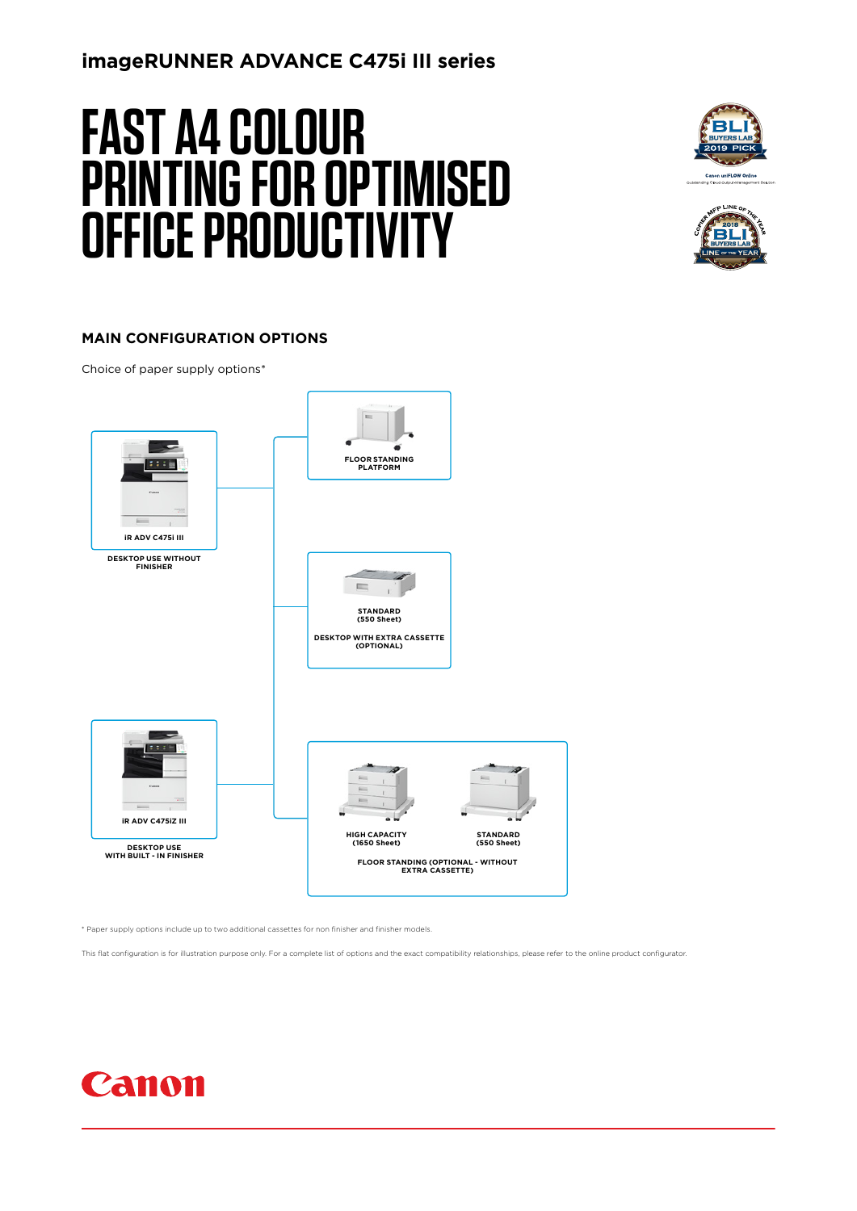# imageRUNNER ADVANCE C475i III series

# FAST A4 COLOUR PRINTING FOR OPTIMISED OFFICE PRODUCTIVITY

BLI BUYERS LAB 2019 PICK

Canon uniFLOW Online
Outstanding Cloud Output Management Solution

COPIER MFP LINE OF THE YEAR 2019 BLI BUYERS LAB LINE OF THE YEAR

## MAIN CONFIGURATION OPTIONS

Choice of paper supply options*

iR ADV C475i III

DESKTOP USE WITHOUT FINISHER

iR ADV C475iZ III

DESKTOP USE WITH BUILT - IN FINISHER

FLOOR STANDING PLATFORM

STANDARD (550 Sheet)

DESKTOP WITH EXTRA CASSETTE (OPTIONAL)

HIGH CAPACITY (1650 Sheet)

STANDARD (550 Sheet)

FLOOR STANDING (OPTIONAL - WITHOUT EXTRA CASSETTE)

* Paper supply options include up to two additional cassettes for non finisher and finisher models.

This flat configuration is for illustration purpose only. For a complete list of options and the exact compatibility relationships, please refer to the online product configurator.

Canon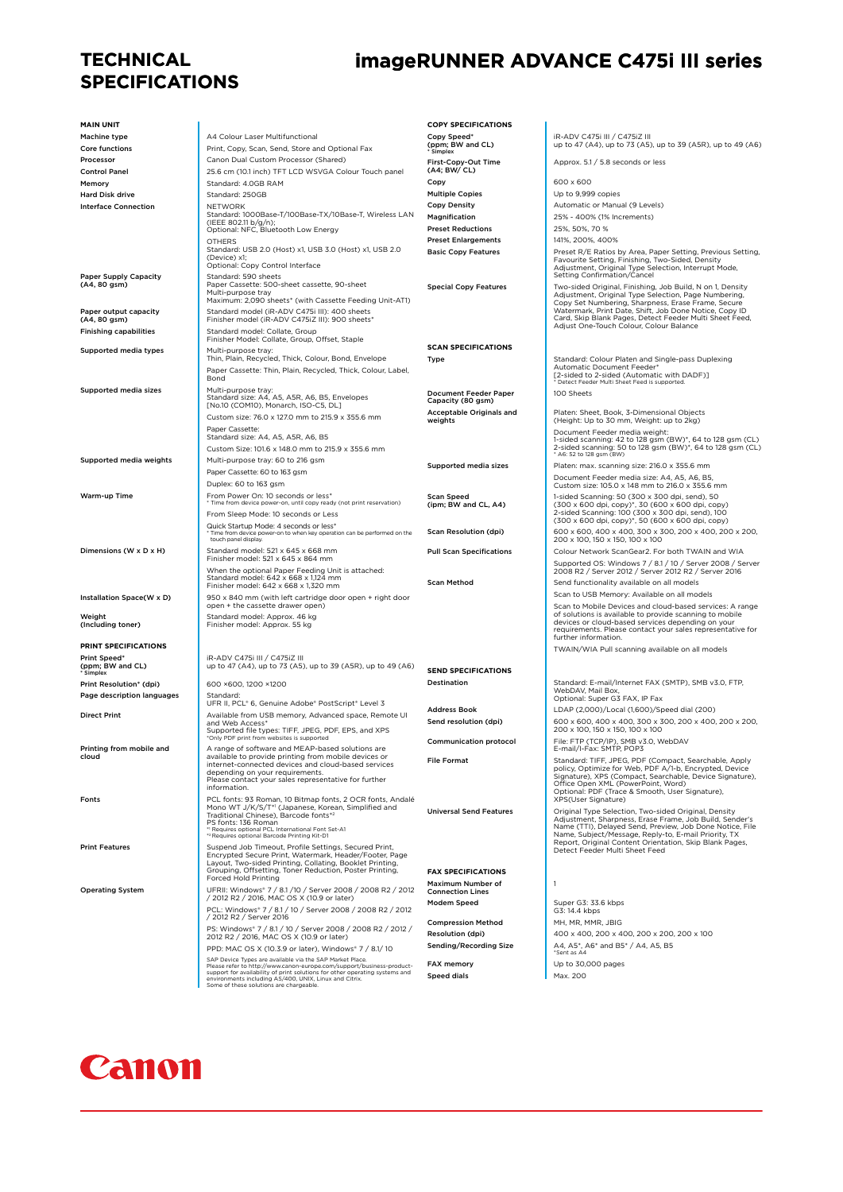# TECHNICAL SPECIFICATIONS

# imageRUNNER ADVANCE C475i III series

## MAIN UNIT

| | |
|---|---|
| Machine type | A4 Colour Laser Multifunctional |
| Core functions | Print, Copy, Scan, Send, Store and Optional Fax |
| Processor | Canon Dual Custom Processor (Shared) |
| Control Panel | 25.6 cm (10.1 inch) TFT LCD WSVGA Colour Touch panel |
| Memory | Standard: 4.0GB RAM |
| Hard Disk drive | Standard: 250GB |
| Interface Connection | NETWORK<br>Standard: 1000Base-T/100Base-TX/10Base-T, Wireless LAN (IEEE 802.11 b/g/n);<br>Optional: NFC, Bluetooth Low Energy<br>OTHERS<br>Standard: USB 2.0 (Host) x1, USB 3.0 (Host) x1, USB 2.0 (Device) x1;<br>Optional: Copy Control Interface |
| Paper Supply Capacity (A4, 80 gsm) | Standard: 590 sheets<br>Paper Cassette: 500-sheet cassette, 90-sheet Multi-purpose tray<br>Maximum: 2,090 sheets* (with Cassette Feeding Unit-AT1) |
| Paper output capacity (A4, 80 gsm) | Standard model (iR-ADV C475i III): 400 sheets<br>Finisher model (iR-ADV C475iZ III): 900 sheets* |
| Finishing capabilities | Standard model: Collate, Group<br>Finisher Model: Collate, Group, Offset, Staple |
| Supported media types | Multi-purpose tray:<br>Thin, Plain, Recycled, Thick, Colour, Bond, Envelope<br>Paper Cassette: Thin, Plain, Recycled, Thick, Colour, Label, Bond |
| Supported media sizes | Multi-purpose tray:<br>Standard size: A4, A5, A5R, A6, B5, Envelopes [No.10 (COM10), Monarch, ISO-C5, DL]<br>Custom size: 76.0 x 127.0 mm to 215.9 x 355.6 mm<br>Paper Cassette:<br>Standard size: A4, A5, A5R, A6, B5<br>Custom Size: 101.6 x 148.0 mm to 215.9 x 355.6 mm |
| Supported media weights | Multi-purpose tray: 60 to 216 gsm<br>Paper Cassette: 60 to 163 gsm<br>Duplex: 60 to 163 gsm |
| Warm-up Time | From Power On: 10 seconds or less*<br>* Time from device power-on, until copy ready (not print reservation)<br>From Sleep Mode: 10 seconds or Less<br>Quick Startup Mode: 4 seconds or less*<br>* Time from device power-on to when key operation can be performed on the touch panel display. |
| Dimensions (W x D x H) | Standard model: 521 x 645 x 668 mm<br>Finisher model: 521 x 645 x 864 mm<br>When the optional Paper Feeding Unit is attached:<br>Standard model: 642 x 668 x 1,124 mm<br>Finisher model: 642 x 668 x 1,320 mm |
| Installation Space(W x D) | 950 x 840 mm (with left cartridge door open + right door open + the cassette drawer open) |
| Weight (Including toner) | Standard model: Approx. 46 kg<br>Finisher model: Approx. 55 kg |

## PRINT SPECIFICATIONS

| | |
|---|---|
| Print Speed* (ppm; BW and CL)<br>* Simplex | iR-ADV C475i III / C475iZ III<br>up to 47 (A4), up to 73 (A5), up to 39 (A5R), up to 49 (A6) |
| Print Resolution* (dpi) | 600 ×600, 1200 ×1200 |
| Page description languages | Standard:<br>UFR II, PCL® 6, Genuine Adobe® PostScript® Level 3 |
| Direct Print | Available from USB memory, Advanced space, Remote UI and Web Access*<br>Supported file types: TIFF, JPEG, PDF, EPS, and XPS<br>*Only PDF print from websites is supported |
| Printing from mobile and cloud | A range of software and MEAP-based solutions are available to provide printing from mobile devices or internet-connected devices and cloud-based services depending on your requirements.<br>Please contact your sales representative for further information. |
| Fonts | PCL fonts: 93 Roman, 10 Bitmap fonts, 2 OCR fonts, Andalé Mono WT J/K/S/T*1 (Japanese, Korean, Simplified and Traditional Chinese), Barcode fonts*2<br>PS fonts: 136 Roman<br>*1 Requires optional PCL International Font Set-A1<br>*2 Requires optional Barcode Printing Kit-D1 |
| Print Features | Suspend Job Timeout, Profile Settings, Secured Print, Encrypted Secure Print, Watermark, Header/Footer, Page Layout, Two-sided Printing, Collating, Booklet Printing, Grouping, Offsetting, Toner Reduction, Poster Printing, Forced Hold Printing |
| Operating System | UFRII: Windows® 7 / 8.1 /10 / Server 2008 / 2008 R2 / 2012 / 2012 R2 / 2016, MAC OS X (10.9 or later)<br>PCL: Windows® 7 / 8.1 / 10 / Server 2008 / 2008 R2 / 2012 / 2012 R2 / Server 2016<br>PS: Windows® 7 / 8.1 / 10 / Server 2008 / 2008 R2 / 2012 / 2012 R2 / 2016, MAC OS X (10.9 or later)<br>PPD: MAC OS X (10.3.9 or later), Windows® 7 / 8.1/ 10<br>SAP Device Types are available via the SAP Market Place.<br>Please refer to http://www.canon-europe.com/support/business-product-support for availability of print solutions for other operating systems and environments including AS/400, UNIX, Linux and Citrix.<br>Some of these solutions are chargeable. |

## COPY SPECIFICATIONS

| | |
|---|---|
| Copy Speed* (ppm; BW and CL)<br>* Simplex | iR-ADV C475i III / C475iZ III<br>up to 47 (A4), up to 73 (A5), up to 39 (A5R), up to 49 (A6) |
| First-Copy-Out Time (A4; BW/ CL) | Approx. 5.1 / 5.8 seconds or less |
| Copy | 600 x 600 |
| Multiple Copies | Up to 9,999 copies |
| Copy Density | Automatic or Manual (9 Levels) |
| Magnification | 25% - 400% (1% Increments) |
| Preset Reductions | 25%, 50%, 70 % |
| Preset Enlargements | 141%, 200%, 400% |
| Basic Copy Features | Preset R/E Ratios by Area, Paper Setting, Previous Setting, Favourite Setting, Finishing, Two-Sided, Density Adjustment, Original Type Selection, Interrupt Mode, Setting Confirmation/Cancel |
| Special Copy Features | Two-sided Original, Finishing, Job Build, N on 1, Density Adjustment, Original Type Selection, Page Numbering, Copy Set Numbering, Sharpness, Erase Frame, Secure Watermark, Print Date, Shift, Job Done Notice, Copy ID Card, Skip Blank Pages, Detect Feeder Multi Sheet Feed, Adjust One-Touch Colour, Colour Balance |

## SCAN SPECIFICATIONS

| | |
|---|---|
| Type | Standard: Colour Platen and Single-pass Duplexing Automatic Document Feeder*<br>[2-sided to 2-sided (Automatic with DADF)]<br>* Detect Feeder Multi Sheet Feed is supported. |
| Document Feeder Paper Capacity (80 gsm) | 100 Sheets |
| Acceptable Originals and weights | Platen: Sheet, Book, 3-Dimensional Objects (Height: Up to 30 mm, Weight: up to 2kg)<br>Document Feeder media weight:<br>1-sided scanning: 42 to 128 gsm (BW)*, 64 to 128 gsm (CL)<br>2-sided scanning: 50 to 128 gsm (BW)*, 64 to 128 gsm (CL)<br>* A6: 52 to 128 gsm (BW) |
| Supported media sizes | Platen: max. scanning size: 216.0 x 355.6 mm<br>Document Feeder media size: A4, A5, A6, B5, Custom size: 105.0 x 148 mm to 216.0 x 355.6 mm |
| Scan Speed (ipm; BW and CL, A4) | 1-sided Scanning: 50 (300 x 300 dpi, send), 50 (300 x 600 dpi, copy)*, 30 (600 x 600 dpi, copy)<br>2-sided Scanning: 100 (300 x 300 dpi, send), 100 (300 x 600 dpi, copy)*, 50 (600 x 600 dpi, copy) |
| Scan Resolution (dpi) | 600 x 600, 400 x 400, 300 x 300, 200 x 400, 200 x 200, 200 x 100, 150 x 150, 100 x 100 |
| Pull Scan Specifications | Colour Network ScanGear2. For both TWAIN and WIA<br>Supported OS: Windows 7 / 8.1 / 10 / Server 2008 / Server 2008 R2 / Server 2012 / Server 2012 R2 / Server 2016 |
| Scan Method | Send functionality available on all models<br>Scan to USB Memory: Available on all models<br>Scan to Mobile Devices and cloud-based services: A range of solutions is available to provide scanning to mobile devices or cloud-based services depending on your requirements. Please contact your sales representative for further information.<br>TWAIN/WIA Pull scanning available on all models |

## SEND SPECIFICATIONS

| | |
|---|---|
| Destination | Standard: E-mail/Internet FAX (SMTP), SMB v3.0, FTP, WebDAV, Mail Box,<br>Optional: Super G3 FAX, IP Fax |
| Address Book | LDAP (2,000)/Local (1,600)/Speed dial (200) |
| Send resolution (dpi) | 600 x 600, 400 x 400, 300 x 300, 200 x 400, 200 x 200, 200 x 100, 150 x 150, 100 x 100 |
| Communication protocol | File: FTP (TCP/IP), SMB v3.0, WebDAV<br>E-mail/I-Fax: SMTP, POP3 |
| File Format | Standard: TIFF, JPEG, PDF (Compact, Searchable, Apply policy, Optimize for Web, PDF A/1-b, Encrypted, Device Signature), XPS (Compact, Searchable, Device Signature), Office Open XML (PowerPoint, Word)<br>Optional: PDF (Trace & Smooth, User Signature), XPS(User Signature) |
| Universal Send Features | Original Type Selection, Two-sided Original, Density Adjustment, Sharpness, Erase Frame, Job Build, Sender's Name (TTI), Delayed Send, Preview, Job Done Notice, File Name, Subject/Message, Reply-to, E-mail Priority, TX Report, Original Content Orientation, Skip Blank Pages, Detect Feeder Multi Sheet Feed |

## FAX SPECIFICATIONS

| | |
|---|---|
| Maximum Number of Connection Lines | 1 |
| Modem Speed | Super G3: 33.6 kbps<br>G3: 14.4 kbps |
| Compression Method | MH, MR, MMR, JBIG |
| Resolution (dpi) | 400 x 400, 200 x 400, 200 x 200, 200 x 100 |
| Sending/Recording Size | A4, A5*, A6* and B5* / A4, A5, B5<br>*Sent as A4 |
| FAX memory | Up to 30,000 pages |
| Speed dials | Max. 200 |

Canon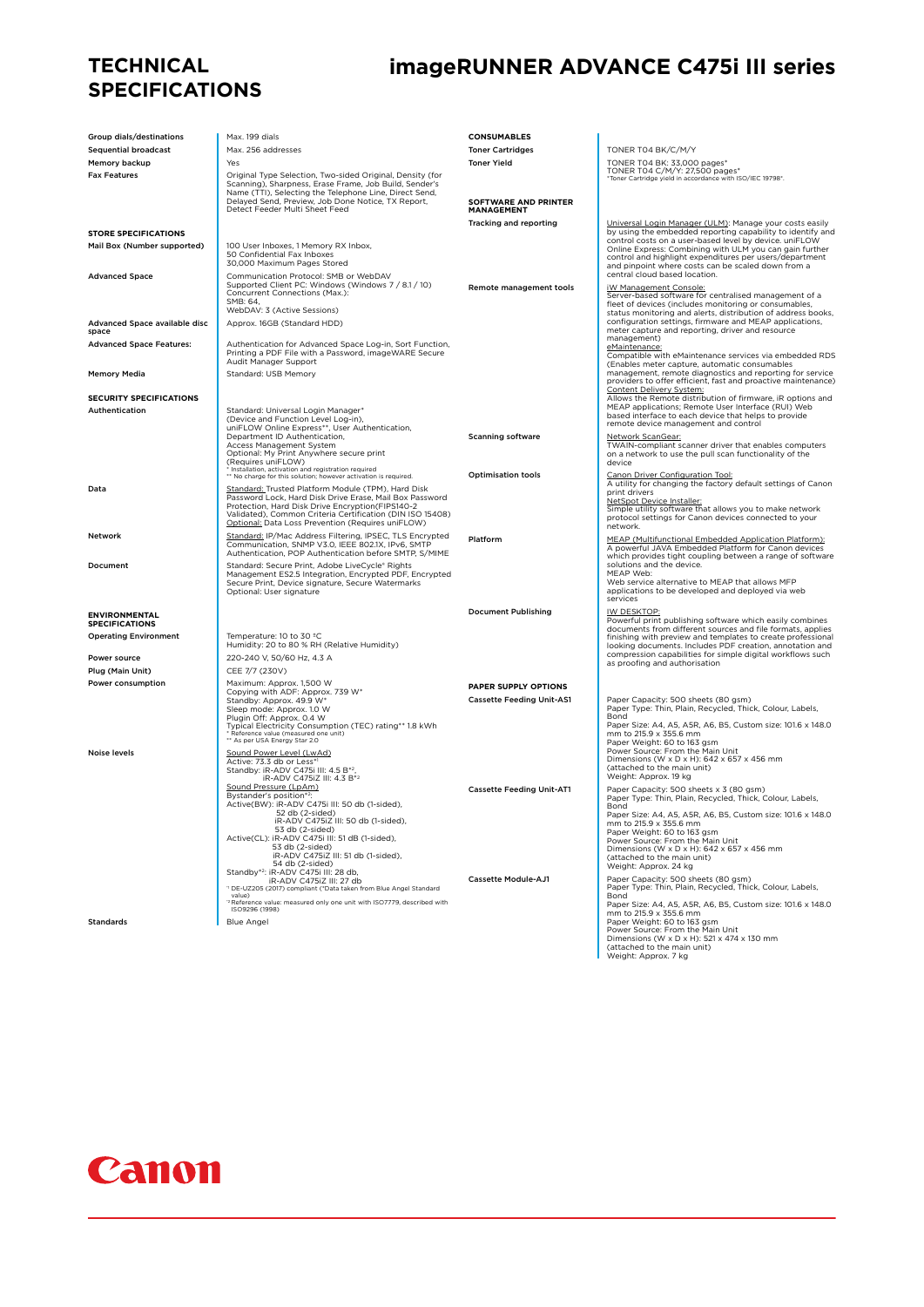# TECHNICAL SPECIFICATIONS

# imageRUNNER ADVANCE C475i III series

| | |
|---|---|
| Group dials/destinations | Max. 199 dials |
| Sequential broadcast | Max. 256 addresses |
| Memory backup | Yes |
| Fax Features | Original Type Selection, Two-sided Original, Density (for Scanning), Sharpness, Erase Frame, Job Build, Sender's Name (TTI), Selecting the Telephone Line, Direct Send, Delayed Send, Preview, Job Done Notice, TX Report, Detect Feeder Multi Sheet Feed |

## STORE SPECIFICATIONS

| | |
|---|---|
| Mail Box (Number supported) | 100 User Inboxes, 1 Memory RX Inbox, 50 Confidential Fax Inboxes 30,000 Maximum Pages Stored |
| Advanced Space | Communication Protocol: SMB or WebDAV Supported Client PC: Windows (Windows 7 / 8.1 / 10) Concurrent Connections (Max.): SMB: 64, WebDAV: 3 (Active Sessions) |
| Advanced Space available disc space | Approx. 16GB (Standard HDD) |
| Advanced Space Features: | Authentication for Advanced Space Log-in, Sort Function, Printing a PDF File with a Password, imageWARE Secure Audit Manager Support |
| Memory Media | Standard: USB Memory |

## SECURITY SPECIFICATIONS

| | |
|---|---|
| Authentication | Standard: Universal Login Manager* (Device and Function Level Log-in), uniFLOW Online Express**, User Authentication, Department ID Authentication, Access Management System Optional: My Print Anywhere secure print (Requires uniFLOW)<br>* Installation, activation and registration required<br>** No charge for this solution; however activation is required. |
| Data | Standard: Trusted Platform Module (TPM), Hard Disk Password Lock, Hard Disk Drive Erase, Mail Box Password Protection, Hard Disk Drive Encryption(FIPS140-2 Validated), Common Criteria Certification (DIN ISO 15408) Optional: Data Loss Prevention (Requires uniFLOW) |
| Network | Standard: IP/Mac Address Filtering, IPSEC, TLS Encrypted Communication, SNMP V3.0, IEEE 802.1X, IPv6, SMTP Authentication, POP Authentication before SMTP, S/MIME |
| Document | Standard: Secure Print, Adobe LiveCycle® Rights Management ES2.5 Integration, Encrypted PDF, Encrypted Secure Print, Device signature, Secure Watermarks Optional: User signature |

## ENVIRONMENTAL SPECIFICATIONS

| | |
|---|---|
| Operating Environment | Temperature: 10 to 30 °C Humidity: 20 to 80 % RH (Relative Humidity) |
| Power source | 220-240 V, 50/60 Hz, 4.3 A |
| Plug (Main Unit) | CEE 7/7 (230V) |
| Power consumption | Maximum: Approx. 1,500 W<br>Copying with ADF: Approx. 739 W*<br>Standby: Approx. 49.9 W*<br>Sleep mode: Approx. 1.0 W<br>Plugin Off: Approx. 0.4 W<br>Typical Electricity Consumption (TEC) rating** 1.8 kWh<br>* Reference value (measured one unit)<br>** As per USA Energy Star 2.0 |
| Noise levels | Sound Power Level (LwAd)<br>Active: 73.3 db or Less*[1]<br>Standby: iR-ADV C475i III: 4.5 B*[2], iR-ADV C475iZ III: 4.3 B*[2]<br>Sound Pressure (LpAm)<br>Bystander's position*[2]:<br>Active(BW): iR-ADV C475i III: 50 db (1-sided), 52 db (2-sided)<br>iR-ADV C475iZ III: 50 db (1-sided), 53 db (2-sided)<br>Active(CL): iR-ADV C475i III: 51 dB (1-sided), 53 db (2-sided)<br>iR-ADV C475iZ III: 51 db (1-sided), 54 db (2-sided)<br>Standby*[2]: iR-ADV C475i III: 28 db, iR-ADV C475iZ III: 27 db<br>*[1] DE-UZ205 (2017) compliant (*Data taken from Blue Angel Standard value)<br>*[2] Reference value: measured only one unit with ISO7779, described with ISO9296 (1998) |
| Standards | Blue Angel |

## CONSUMABLES

| | |
|---|---|
| Toner Cartridges | TONER T04 BK/C/M/Y |
| Toner Yield | TONER T04 BK: 33,000 pages*<br>TONER T04 C/M/Y: 27,500 pages*<br>*Toner Cartridge yield in accordance with ISO/IEC 19798*. |

## SOFTWARE AND PRINTER MANAGEMENT

| | |
|---|---|
| Tracking and reporting | Universal Login Manager (ULM): Manage your costs easily by using the embedded reporting capability to identify and control costs on a user-based level by device. uniFLOW Online Express: Combining with ULM you can gain further control and highlight expenditures per users/department and pinpoint where costs can be scaled down from a central cloud based location. |
| Remote management tools | iW Management Console:<br>Server-based software for centralised management of a fleet of devices (includes monitoring or consumables, status monitoring and alerts, distribution of address books, configuration settings, firmware and MEAP applications, meter capture and reporting, driver and resource management)<br>eMaintenance:<br>Compatible with eMaintenance services via embedded RDS (Enables meter capture, automatic consumables management, remote diagnostics and reporting for service providers to offer efficient, fast and proactive maintenance)<br>Content Delivery System:<br>Allows the Remote distribution of firmware, iR options and MEAP applications; Remote User Interface (RUI) Web based interface to each device that helps to provide remote device management and control |
| Scanning software | Network ScanGear:<br>TWAIN-compliant scanner driver that enables computers on a network to use the pull scan functionality of the device |
| Optimisation tools | Canon Driver Configuration Tool:<br>A utility for changing the factory default settings of Canon print drivers<br>NetSpot Device Installer:<br>Simple utility software that allows you to make network protocol settings for Canon devices connected to your network. |
| Platform | Standard: MEAP (Multifunctional Embedded Application Platform):<br>A powerful JAVA Embedded Platform for Canon devices which provides tight coupling between a range of software solutions and the device.<br>MEAP Web:<br>Web service alternative to MEAP that allows MFP applications to be developed and deployed via web services |
| Document Publishing | IW DESKTOP:<br>Powerful print publishing software which easily combines documents from different sources and file formats, applies finishing with preview and templates to create professional looking documents. Includes PDF creation, annotation and compression capabilities for simple digital workflows such as proofing and authorisation |

## PAPER SUPPLY OPTIONS

| | |
|---|---|
| Cassette Feeding Unit-AS1 | Paper Capacity: 500 sheets (80 gsm)<br>Paper Type: Thin, Plain, Recycled, Thick, Colour, Labels, Bond<br>Paper Size: A4, A5, A5R, A6, B5, Custom size: 101.6 x 148.0 mm to 215.9 x 355.6 mm<br>Paper Weight: 60 to 163 gsm<br>Power Source: From the Main Unit<br>Dimensions (W x D x H): 642 x 657 x 456 mm (attached to the main unit)<br>Weight: Approx. 19 kg |
| Cassette Feeding Unit-AT1 | Paper Capacity: 500 sheets x 3 (80 gsm)<br>Paper Type: Thin, Plain, Recycled, Thick, Colour, Labels, Bond<br>Paper Size: A4, A5, A5R, A6, B5, Custom size: 101.6 x 148.0 mm to 215.9 x 355.6 mm<br>Paper Weight: 60 to 163 gsm<br>Power Source: From the Main Unit<br>Dimensions (W x D x H): 642 x 657 x 456 mm (attached to the main unit)<br>Weight: Approx. 24 kg |
| Cassette Module-AJ1 | Paper Capacity: 500 sheets (80 gsm)<br>Paper Type: Thin, Plain, Recycled, Thick, Colour, Labels, Bond<br>Paper Size: A4, A5, A5R, A6, B5, Custom size: 101.6 x 148.0 mm to 215.9 x 355.6 mm<br>Paper Weight: 60 to 163 gsm<br>Power Source: From the Main Unit<br>Dimensions (W x D x H): 521 x 474 x 130 mm (attached to the main unit)<br>Weight: Approx. 7 kg |

Canon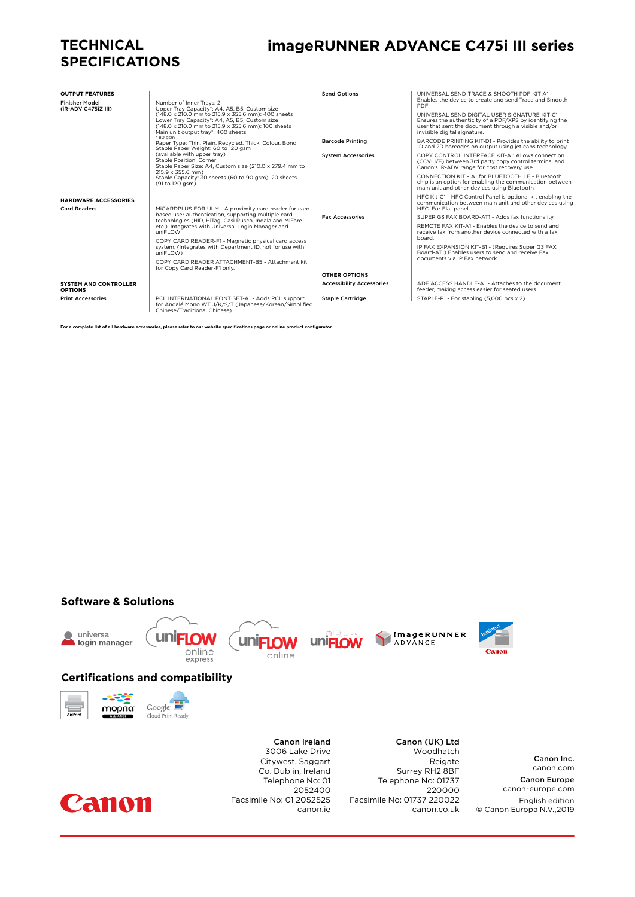# TECHNICAL SPECIFICATIONS

# imageRUNNER ADVANCE C475i III series

**OUTPUT FEATURES**

**Finisher Model (iR-ADV C475iZ III)**

Number of Inner Trays: 2
Upper Tray Capacity*: A4, A5, B5, Custom size (148.0 x 210.0 mm to 215.9 x 355.6 mm): 400 sheets
Lower Tray Capacity*: A4, A5, B5, Custom size (148.0 x 210.0 mm to 215.9 x 355.6 mm): 100 sheets
Main unit output tray*: 400 sheets
* 80 gsm
Paper Type: Thin, Plain, Recycled, Thick, Colour, Bond
Staple Paper Weight: 60 to 120 gsm (available with upper tray)
Staple Position: Corner
Staple Paper Size: A4, Custom size (210.0 x 279.4 mm to 215.9 x 355.6 mm)
Staple Capacity: 30 sheets (60 to 90 gsm), 20 sheets (91 to 120 gsm)

**HARDWARE ACCESSORIES**

**Card Readers**

MiCARDPLUS FOR ULM - A proximity card reader for card based user authentication, supporting multiple card technologies (HID, HiTag, Casi Rusco, Indala and MiFare etc.). Integrates with Universal Login Manager and uniFLOW

COPY CARD READER-F1 - Magnetic physical card access system. (Integrates with Department ID, not for use with uniFLOW)

COPY CARD READER ATTACHMENT-B5 - Attachment kit for Copy Card Reader-F1 only.

**SYSTEM AND CONTROLLER OPTIONS**

**Print Accessories**

PCL INTERNATIONAL FONT SET-A1 - Adds PCL support for Andalé Mono WT J/K/S/T (Japanese/Korean/Simplified Chinese/Traditional Chinese).

**Send Options**

UNIVERSAL SEND TRACE & SMOOTH PDF KIT-A1 - Enables the device to create and send Trace and Smooth PDF

UNIVERSAL SEND DIGITAL USER SIGNATURE KIT-C1 - Ensures the authenticity of a PDF/XPS by identifying the user that sent the document through a visible and/or invisible digital signature.

**Barcode Printing**

BARCODE PRINTING KIT-D1 - Provides the ability to print 1D and 2D barcodes on output using jet caps technology.

**System Accessories**

COPY CONTROL INTERFACE KIT-A1: Allows connection (CCVI I/F) between 3rd party copy control terminal and Canon's iR-ADV range for cost recovery use.

CONNECTION KIT - A1 for BLUETOOTH LE - Bluetooth chip is an option for enabling the communication between main unit and other devices using Bluetooth

NFC Kit-C1 - NFC Control Panel is optional kit enabling the communication between main unit and other devices using NFC. For Flat panel

**Fax Accessories**

SUPER G3 FAX BOARD-AT1 - Adds fax functionality.

REMOTE FAX KIT-A1 - Enables the device to send and receive fax from another device connected with a fax board.

IP FAX EXPANSION KIT-B1 - (Requires Super G3 FAX Board-AT1) Enables users to send and receive Fax documents via IP Fax network

**OTHER OPTIONS**

**Accessibility Accessories**

ADF ACCESS HANDLE-A1 - Attaches to the document feeder, making access easier for seated users.

**Staple Cartridge**

STAPLE-P1 - For stapling (5,000 pcs x 2)

**For a complete list of all hardware accessories, please refer to our website specifications page or online product configurator.**

## Software & Solutions

universal login manager

uniFLOW online express

uniFLOW online

uniFLOW

imageRUNNER ADVANCE

Business Canon

## Certifications and compatibility

AirPrint

mopria ALLIANCE

Google Cloud Print Ready

**Canon Ireland**
3006 Lake Drive
Citywest, Saggart
Co. Dublin, Ireland
Telephone No: 01 2052400
Facsimile No: 01 2052525
canon.ie

**Canon (UK) Ltd**
Woodhatch
Reigate
Surrey RH2 8BF
Telephone No: 01737 220000
Facsimile No: 01737 220022
canon.co.uk

**Canon Inc.**
canon.com

**Canon Europe**
canon-europe.com

English edition
© Canon Europa N.V.,2019

Canon